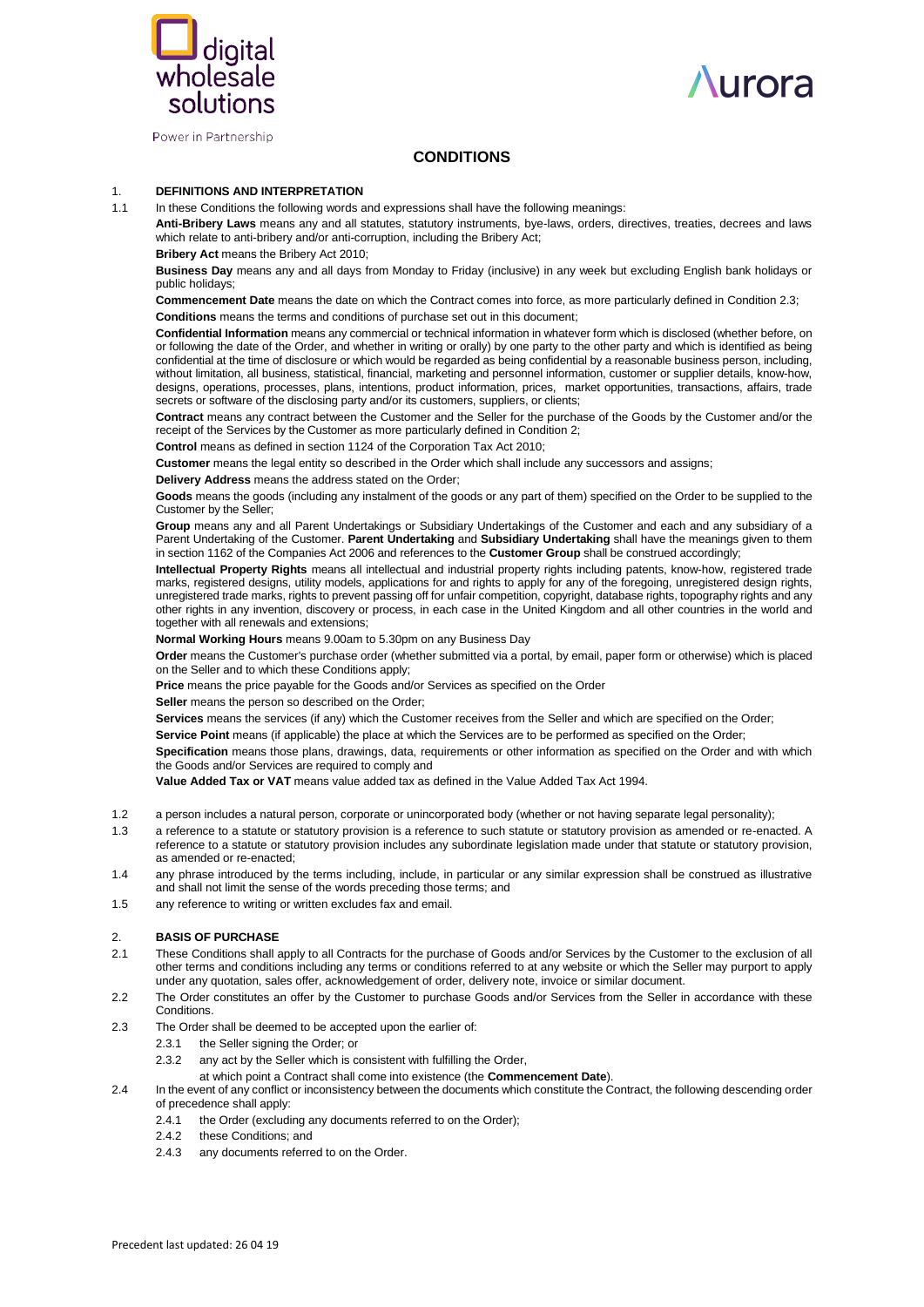# CONDITIONS

## 1. DEFINITIONS AND INTERPRETATION

1.1 In these Conditions the following words and expressions shall have the following meanings:

**Anti-Bribery Laws** means any and all statutes, statutory instruments, bye-laws, orders, directives, treaties, decrees and laws which relate to anti-bribery and/or anti-corruption, including the Bribery Act;

**Bribery Act** means the Bribery Act 2010;

**Business Day** means any and all days from Monday to Friday (inclusive) in any week but excluding English bank holidays or public holidays;

**Commencement Date** means the date on which the Contract comes into force, as more particularly defined in Condition 2.3;

**Conditions** means the terms and conditions of purchase set out in this document;

**Confidential Information** means any commercial or technical information in whatever form which is disclosed (whether before, on or following the date of the Order, and whether in writing or orally) by one party to the other party and which is identified as being confidential at the time of disclosure or which would be regarded as being confidential by a reasonable business person, including, without limitation, all business, statistical, financial, marketing and personnel information, customer or supplier details, know-how, designs, operations, processes, plans, intentions, product information, prices, market opportunities, transactions, affairs, trade secrets or software of the disclosing party and/or its customers, suppliers, or clients;

**Contract** means any contract between the Customer and the Seller for the purchase of the Goods by the Customer and/or the receipt of the Services by the Customer as more particularly defined in Condition 2;

**Control** means as defined in section 1124 of the Corporation Tax Act 2010;

**Customer** means the legal entity so described in the Order which shall include any successors and assigns;

**Delivery Address** means the address stated on the Order;

**Goods** means the goods (including any instalment of the goods or any part of them) specified on the Order to be supplied to the Customer by the Seller;

**Group** means any and all Parent Undertakings or Subsidiary Undertakings of the Customer and each and any subsidiary of a Parent Undertaking of the Customer. **Parent Undertaking** and **Subsidiary Undertaking** shall have the meanings given to them in section 1162 of the Companies Act 2006 and references to the **Customer Group** shall be construed accordingly;

**Intellectual Property Rights** means all intellectual and industrial property rights including patents, know-how, registered trade marks, registered designs, utility models, applications for and rights to apply for any of the foregoing, unregistered design rights, unregistered trade marks, rights to prevent passing off for unfair competition, copyright, database rights, topography rights and any other rights in any invention, discovery or process, in each case in the United Kingdom and all other countries in the world and together with all renewals and extensions;

**Normal Working Hours** means 9.00am to 5.30pm on any Business Day

**Order** means the Customer's purchase order (whether submitted via a portal, by email, paper form or otherwise) which is placed on the Seller and to which these Conditions apply;

**Price** means the price payable for the Goods and/or Services as specified on the Order

**Seller** means the person so described on the Order;

**Services** means the services (if any) which the Customer receives from the Seller and which are specified on the Order;

**Service Point** means (if applicable) the place at which the Services are to be performed as specified on the Order;

**Specification** means those plans, drawings, data, requirements or other information as specified on the Order and with which the Goods and/or Services are required to comply and

**Value Added Tax or VAT** means value added tax as defined in the Value Added Tax Act 1994.

1.2 a person includes a natural person, corporate or unincorporated body (whether or not having separate legal personality);

1.3 a reference to a statute or statutory provision is a reference to such statute or statutory provision as amended or re-enacted. A reference to a statute or statutory provision includes any subordinate legislation made under that statute or statutory provision, as amended or re-enacted;

1.4 any phrase introduced by the terms including, include, in particular or any similar expression shall be construed as illustrative and shall not limit the sense of the words preceding those terms; and

1.5 any reference to writing or written excludes fax and email.

## 2. BASIS OF PURCHASE

2.1 These Conditions shall apply to all Contracts for the purchase of Goods and/or Services by the Customer to the exclusion of all other terms and conditions including any terms or conditions referred to at any website or which the Seller may purport to apply under any quotation, sales offer, acknowledgement of order, delivery note, invoice or similar document.

2.2 The Order constitutes an offer by the Customer to purchase Goods and/or Services from the Seller in accordance with these Conditions.

2.3 The Order shall be deemed to be accepted upon the earlier of:

- 2.3.1 the Seller signing the Order; or
- 2.3.2 any act by the Seller which is consistent with fulfilling the Order,

at which point a Contract shall come into existence (the **Commencement Date**).

2.4 In the event of any conflict or inconsistency between the documents which constitute the Contract, the following descending order of precedence shall apply:

- 2.4.1 the Order (excluding any documents referred to on the Order);
- 2.4.2 these Conditions; and
- 2.4.3 any documents referred to on the Order.

Precedent last updated: 26 04 19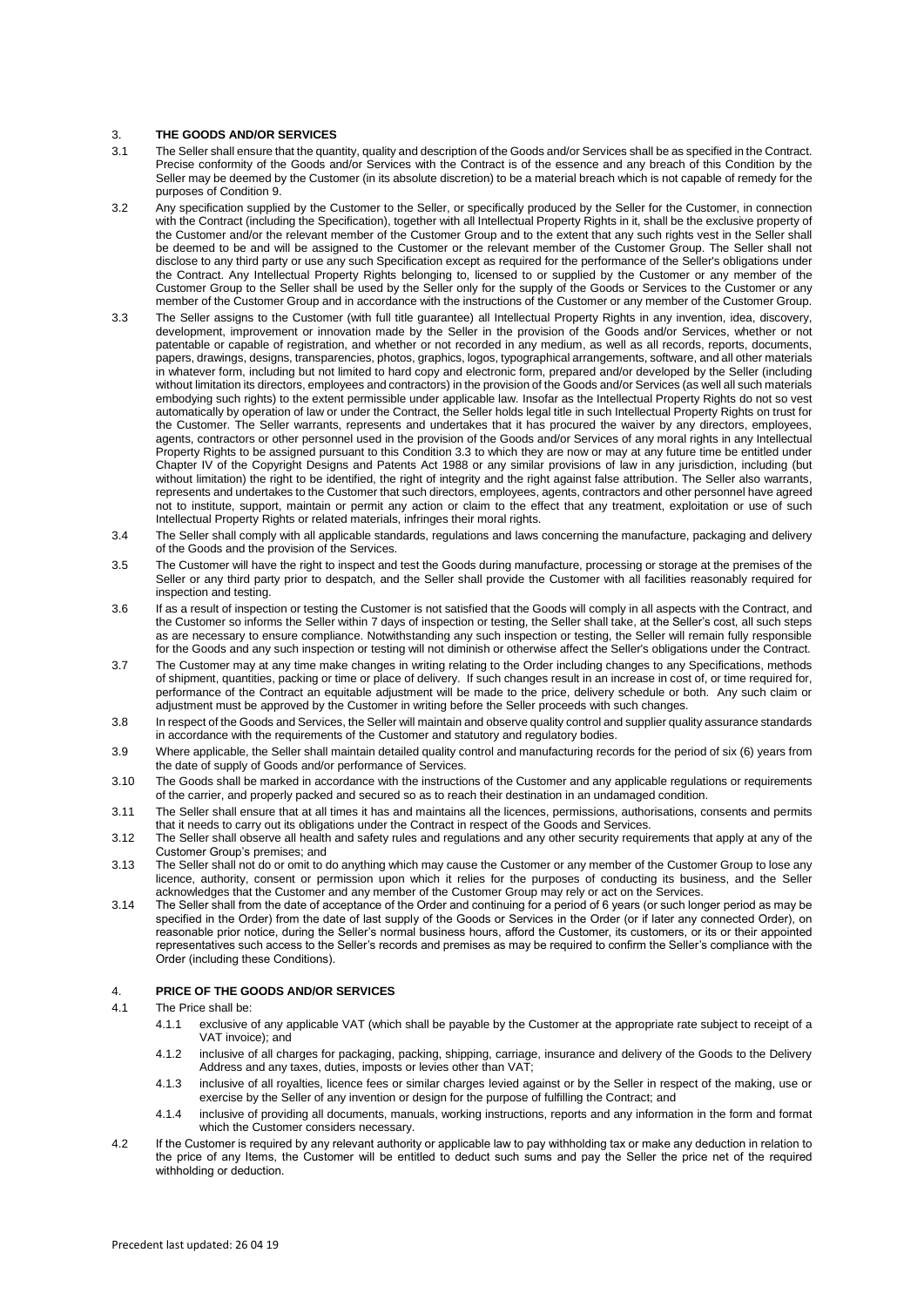### 3. **THE GOODS AND/OR SERVICES**

3.1 The Seller shall ensure that the quantity, quality and description of the Goods and/or Services shall be as specified in the Contract. Precise conformity of the Goods and/or Services with the Contract is of the essence and any breach of this Condition by the Seller may be deemed by the Customer (in its absolute discretion) to be a material breach which is not capable of remedy for the purposes of Condition 9.

3.2 Any specification supplied by the Customer to the Seller, or specifically produced by the Seller for the Customer, in connection with the Contract (including the Specification), together with all Intellectual Property Rights in it, shall be the exclusive property of the Customer and/or the relevant member of the Customer Group and to the extent that any such rights vest in the Seller shall be deemed to be and will be assigned to the Customer or the relevant member of the Customer Group. The Seller shall not disclose to any third party or use any such Specification except as required for the performance of the Seller's obligations under the Contract. Any Intellectual Property Rights belonging to, licensed to or supplied by the Customer or any member of the Customer Group to the Seller shall be used by the Seller only for the supply of the Goods or Services to the Customer or any member of the Customer Group and in accordance with the instructions of the Customer or any member of the Customer Group.

3.3 The Seller assigns to the Customer (with full title guarantee) all Intellectual Property Rights in any invention, idea, discovery, development, improvement or innovation made by the Seller in the provision of the Goods and/or Services, whether or not patentable or capable of registration, and whether or not recorded in any medium, as well as all records, reports, documents, papers, drawings, designs, transparencies, photos, graphics, logos, typographical arrangements, software, and all other materials in whatever form, including but not limited to hard copy and electronic form, prepared and/or developed by the Seller (including without limitation its directors, employees and contractors) in the provision of the Goods and/or Services (as well all such materials embodying such rights) to the extent permissible under applicable law. Insofar as the Intellectual Property Rights do not vest automatically by operation of law or under the Contract, the Seller holds legal title in such Intellectual Property Rights on trust for the Customer. The Seller warrants, represents and undertakes that it has procured the waiver by any directors, employees, agents, contractors or other personnel used in the provision of the Goods and/or Services of any moral rights in any Intellectual Property Rights to be assigned pursuant to this Condition 3.3 to which they are now or may at any future time be entitled under Chapter IV of the Copyright Designs and Patents Act 1988 or any similar provisions of law in any jurisdiction, including (but without limitation) the right to be identified, the right of integrity and the right against false attribution. The Seller also warrants, represents and undertakes to the Customer that such directors, employees, agents, contractors and other personnel have agreed not to institute, support, maintain or permit any action or claim to the effect that any treatment, exploitation or use of such Intellectual Property Rights or related materials, infringes their moral rights.

3.4 The Seller shall comply with all applicable standards, regulations and laws concerning the manufacture, packaging and delivery of the Goods and the provision of the Services.

3.5 The Customer will have the right to inspect and test the Goods during manufacture, processing or storage at the premises of the Seller or any third party prior to despatch, and the Seller shall provide the Customer with all facilities reasonably required for inspection and testing.

3.6 If as a result of inspection or testing the Customer is not satisfied that the Goods will comply in all aspects with the Contract, and the Customer so informs the Seller within 7 days of inspection or testing, the Seller shall take, at the Seller's cost, all such steps as are necessary to ensure compliance. Notwithstanding any such inspection or testing, the Seller will remain fully responsible for the Goods and any such inspection or testing will not diminish or otherwise affect the Seller's obligations under the Contract.

3.7 The Customer may at any time make changes in writing relating to the Order including changes to any Specifications, methods of shipment, quantities, packing or time or place of delivery. If such changes result in an increase in cost of, or time required for, performance of the Contract an equitable adjustment will be made to the price, delivery schedule or both. Any such claim or adjustment must be approved by the Customer in writing before the Seller proceeds with such changes.

3.8 In respect of the Goods and Services, the Seller will maintain and observe quality control and supplier quality assurance standards in accordance with the requirements of the Customer and statutory and regulatory bodies.

3.9 Where applicable, the Seller shall maintain detailed quality control and manufacturing records for the period of six (6) years from the date of supply of Goods and/or performance of Services.

3.10 The Goods shall be marked in accordance with the instructions of the Customer and any applicable regulations or requirements of the carrier, and properly packed and secured so as to reach their destination in an undamaged condition.

3.11 The Seller shall ensure that at all times it has and maintains all the licences, permissions, authorisations, consents and permits that it needs to carry out its obligations under the Contract in respect of the Goods and Services.

3.12 The Seller shall observe all health and safety rules and regulations and any other security requirements that apply at any of the Customer Group's premises; and

3.13 The Seller shall not do or omit to do anything which may cause the Customer or any member of the Customer Group to lose any licence, authority, consent or permission upon which it relies for the purposes of conducting its business, and the Seller acknowledges that the Customer and any member of the Customer Group may rely or act on the Services.

3.14 The Seller shall from the date of acceptance of the Order and continuing for a period of 6 years (or such longer period as may be specified in the Order) from the date of last supply of the Goods or Services in the Order (or if later any connected Order), on reasonable prior notice, during the Seller's normal business hours, afford the Customer, its customers, or its or their appointed representatives such access to the Seller's records and premises as may be required to confirm the Seller's compliance with the Order (including these Conditions).

### 4. **PRICE OF THE GOODS AND/OR SERVICES**

4.1 The Price shall be:

4.1.1 exclusive of any applicable VAT (which shall be payable by the Customer at the appropriate rate subject to receipt of a VAT invoice); and

4.1.2 inclusive of all charges for packaging, packing, shipping, carriage, insurance and delivery of the Goods to the Delivery Address and any taxes, duties, imposts or levies other than VAT;

4.1.3 inclusive of all royalties, licence fees or similar charges levied against or by the Seller in respect of the making, use or exercise by the Seller of any invention or design for the purpose of fulfilling the Contract; and

4.1.4 inclusive of providing all documents, manuals, working instructions, reports and any information in the form and format which the Customer considers necessary.

4.2 If the Customer is required by any relevant authority or applicable law to pay withholding tax or make any deduction in relation to the price of any Items, the Customer will be entitled to deduct such sums and pay the Seller the price net of the required withholding or deduction.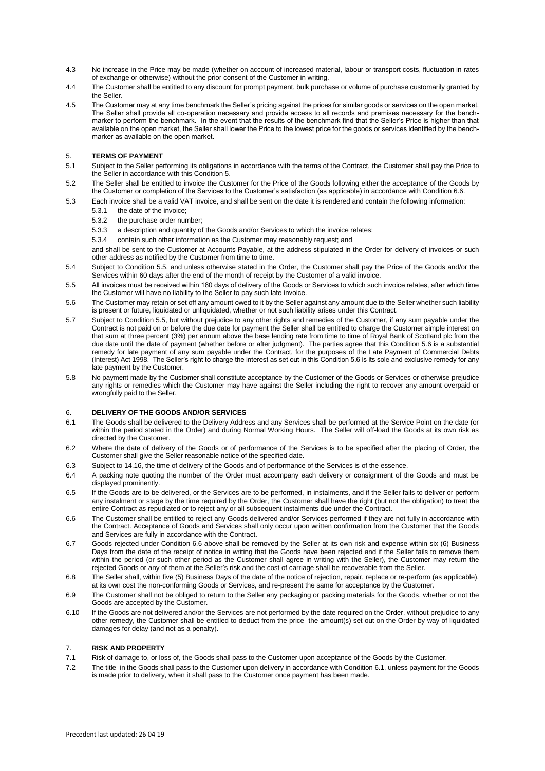4.3 No increase in the Price may be made (whether on account of increased material, labour or transport costs, fluctuation in rates of exchange or otherwise) without the prior consent of the Customer in writing.

4.4 The Customer shall be entitled to any discount for prompt payment, bulk purchase or volume of purchase customarily granted by the Seller.

4.5 The Customer may at any time benchmark the Seller's pricing against the prices for similar goods or services on the open market. The Seller shall provide all co-operation necessary and provide access to all records and premises necessary for the bench-marker to perform the benchmark. In the event that the results of the benchmark find that the Seller's Price is higher than that available on the open market, the Seller shall lower the Price to the lowest price for the goods or services identified by the bench-marker as available on the open market.

## 5. TERMS OF PAYMENT

5.1 Subject to the Seller performing its obligations in accordance with the terms of the Contract, the Customer shall pay the Price to the Seller in accordance with this Condition 5.

5.2 The Seller shall be entitled to invoice the Customer for the Price of the Goods following either the acceptance of the Goods by the Customer or completion of the Services to the Customer's satisfaction (as applicable) in accordance with Condition 6.6.

5.3 Each invoice shall be a valid VAT invoice, and shall be sent on the date it is rendered and contain the following information:

5.3.1 the date of the invoice;

5.3.2 the purchase order number;

5.3.3 a description and quantity of the Goods and/or Services to which the invoice relates;

5.3.4 contain such other information as the Customer may reasonably request; and

and shall be sent to the Customer at Accounts Payable, at the address stipulated in the Order for delivery of invoices or such other address as notified by the Customer from time to time.

5.4 Subject to Condition 5.5, and unless otherwise stated in the Order, the Customer shall pay the Price of the Goods and/or the Services within 60 days after the end of the month of receipt by the Customer of a valid invoice.

5.5 All invoices must be received within 180 days of delivery of the Goods or Services to which such invoice relates, after which time the Customer will have no liability to the Seller to pay such late invoice.

5.6 The Customer may retain or set off any amount owed to it by the Seller against any amount due to the Seller whether such liability is present or future, liquidated or unliquidated, whether or not such liability arises under this Contract.

5.7 Subject to Condition 5.5, but without prejudice to any other rights and remedies of the Customer, if any sum payable under the Contract is not paid on or before the due date for payment the Seller shall be entitled to charge the Customer simple interest on that sum at three percent (3%) per annum above the base lending rate from time to time of Royal Bank of Scotland plc from the due date until the date of payment (whether before or after judgment). The parties agree that this Condition 5.6 is a substantial remedy for late payment of any sum payable under the Contract, for the purposes of the Late Payment of Commercial Debts (Interest) Act 1998. The Seller's right to charge the interest as set out in this Condition 5.6 is its sole and exclusive remedy for any late payment by the Customer.

5.8 No payment made by the Customer shall constitute acceptance by the Customer of the Goods or Services or otherwise prejudice any rights or remedies which the Customer may have against the Seller including the right to recover any amount overpaid or wrongfully paid to the Seller.

## 6. DELIVERY OF THE GOODS AND/OR SERVICES

6.1 The Goods shall be delivered to the Delivery Address and any Services shall be performed at the Service Point on the date (or within the period stated in the Order) and during Normal Working Hours. The Seller will off-load the Goods at its own risk as directed by the Customer.

6.2 Where the date of delivery of the Goods or of performance of the Services is to be specified after the placing of Order, the Customer shall give the Seller reasonable notice of the specified date.

6.3 Subject to 14.16, the time of delivery of the Goods and of performance of the Services is of the essence.

6.4 A packing note quoting the number of the Order must accompany each delivery or consignment of the Goods and must be displayed prominently.

6.5 If the Goods are to be delivered, or the Services are to be performed, in instalments, and if the Seller fails to deliver or perform any instalment or stage by the time required by the Order, the Customer shall have the right (but not the obligation) to treat the entire Contract as repudiated or to reject any or all subsequent instalments due under the Contract.

6.6 The Customer shall be entitled to reject any Goods delivered and/or Services performed if they are not fully in accordance with the Contract. Acceptance of Goods and Services shall only occur upon written confirmation from the Customer that the Goods and Services are fully in accordance with the Contract.

6.7 Goods rejected under Condition 6.6 above shall be removed by the Seller at its own risk and expense within six (6) Business Days from the date of the receipt of notice in writing that the Goods have been rejected and if the Seller fails to remove them within the period (or such other period as the Customer shall agree in writing with the Seller), the Customer may return the rejected Goods or any of them at the Seller's risk and the cost of carriage shall be recoverable from the Seller.

6.8 The Seller shall, within five (5) Business Days of the date of the notice of rejection, repair, replace or re-perform (as applicable), at its own cost the non-conforming Goods or Services, and re-present the same for acceptance by the Customer.

6.9 The Customer shall not be obliged to return to the Seller any packaging or packing materials for the Goods, whether or not the Goods are accepted by the Customer.

6.10 If the Goods are not delivered and/or the Services are not performed by the date required on the Order, without prejudice to any other remedy, the Customer shall be entitled to deduct from the price the amount(s) set out on the Order by way of liquidated damages for delay (and not as a penalty).

## 7. RISK AND PROPERTY

7.1 Risk of damage to, or loss of, the Goods shall pass to the Customer upon acceptance of the Goods by the Customer.

7.2 The title in the Goods shall pass to the Customer upon delivery in accordance with Condition 6.1, unless payment for the Goods is made prior to delivery, when it shall pass to the Customer once payment has been made.

Precedent last updated: 26 04 19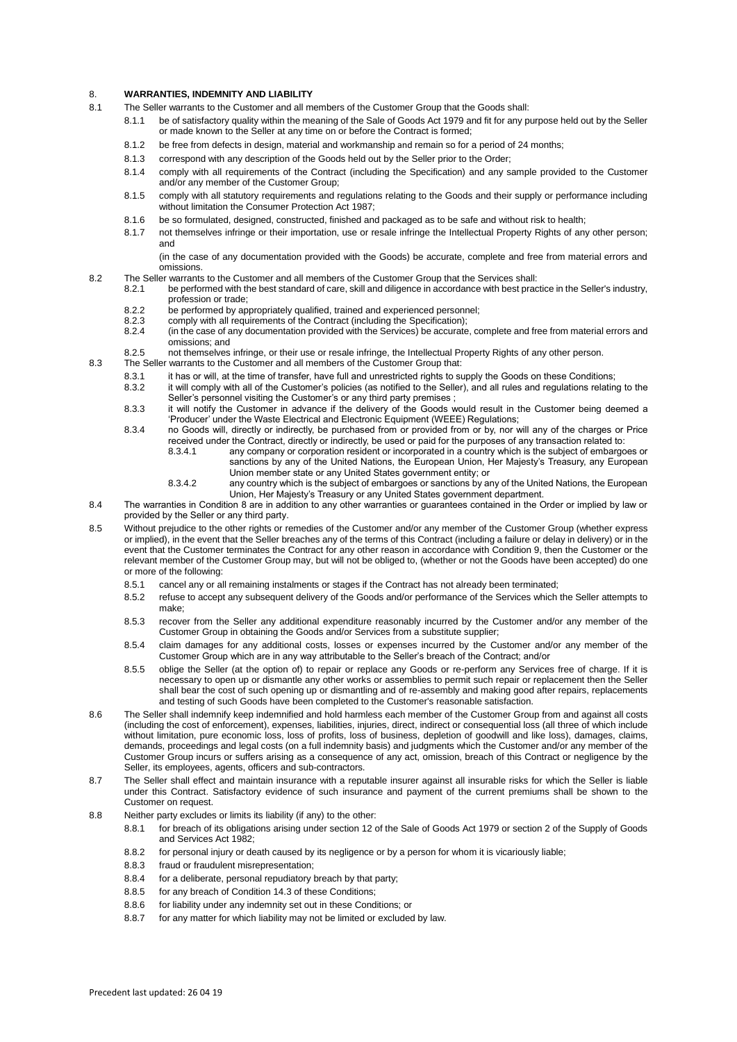## 8. WARRANTIES, INDEMNITY AND LIABILITY

8.1 The Seller warrants to the Customer and all members of the Customer Group that the Goods shall:

8.1.1 be of satisfactory quality within the meaning of the Sale of Goods Act 1979 and fit for any purpose held out by the Seller or made known to the Seller at any time on or before the Contract is formed;

8.1.2 be free from defects in design, material and workmanship and remain so for a period of 24 months;

8.1.3 correspond with any description of the Goods held out by the Seller prior to the Order;

8.1.4 comply with all requirements of the Contract (including the Specification) and any sample provided to the Customer and/or any member of the Customer Group;

8.1.5 comply with all statutory requirements and regulations relating to the Goods and their supply or performance including without limitation the Consumer Protection Act 1987;

8.1.6 be so formulated, designed, constructed, finished and packaged as to be safe and without risk to health;

8.1.7 not themselves infringe or their importation, use or resale infringe the Intellectual Property Rights of any other person; and

(in the case of any documentation provided with the Goods) be accurate, complete and free from material errors and omissions.

8.2 The Seller warrants to the Customer and all members of the Customer Group that the Services shall:

8.2.1 be performed with the best standard of care, skill and diligence in accordance with best practice in the Seller's industry, profession or trade;

8.2.2 be performed by appropriately qualified, trained and experienced personnel;

8.2.3 comply with all requirements of the Contract (including the Specification);

8.2.4 (in the case of any documentation provided with the Services) be accurate, complete and free from material errors and omissions; and

8.2.5 not themselves infringe, or their use or resale infringe, the Intellectual Property Rights of any other person.

8.3 The Seller warrants to the Customer and all members of the Customer Group that:

8.3.1 it has or will, at the time of transfer, have full and unrestricted rights to supply the Goods on these Conditions;

8.3.2 it will comply with all of the Customer's policies (as notified to the Seller), and all rules and regulations relating to the Seller's personnel visiting the Customer's or any third party premises ;

8.3.3 it will notify the Customer in advance if the delivery of the Goods would result in the Customer being deemed a 'Producer' under the Waste Electrical and Electronic Equipment (WEEE) Regulations;

8.3.4 no Goods will, directly or indirectly, be purchased from or provided from or by, nor will any of the charges or Price received under the Contract, directly or indirectly, be used or paid for the purposes of any transaction related to:

8.3.4.1 any company or corporation resident or incorporated in a country which is the subject of embargoes or sanctions by any of the United Nations, the European Union, Her Majesty's Treasury, any European Union member state or any United States government entity; or

8.3.4.2 any country which is the subject of embargoes or sanctions by any of the United Nations, the European Union, Her Majesty's Treasury or any United States government department.

8.4 The warranties in Condition 8 are in addition to any other warranties or guarantees contained in the Order or implied by law or provided by the Seller or any third party.

8.5 Without prejudice to the other rights or remedies of the Customer and/or any member of the Customer Group (whether express or implied), in the event that the Seller breaches any of the terms of this Contract (including a failure or delay in delivery) or in the event that the Customer terminates the Contract for any other reason in accordance with Condition 9, then the Customer or the relevant member of the Customer Group may, but will not be obliged to, (whether or not the Goods have been accepted) do one or more of the following:

8.5.1 cancel any or all remaining instalments or stages if the Contract has not already been terminated;

8.5.2 refuse to accept any subsequent delivery of the Goods and/or performance of the Services which the Seller attempts to make;

8.5.3 recover from the Seller any additional expenditure reasonably incurred by the Customer and/or any member of the Customer Group in obtaining the Goods and/or Services from a substitute supplier;

8.5.4 claim damages for any additional costs, losses or expenses incurred by the Customer and/or any member of the Customer Group which are in any way attributable to the Seller's breach of the Contract; and/or

8.5.5 oblige the Seller (at the option of) to repair or replace any Goods or re-perform any Services free of charge. If it is necessary to open up or dismantle any other works or assemblies to permit such repair or replacement then the Seller shall bear the cost of such opening up or dismantling and of re-assembly and making good after repairs, replacements and testing of such Goods have been completed to the Customer's reasonable satisfaction.

8.6 The Seller shall indemnify keep indemnified and hold harmless each member of the Customer Group from and against all costs (including the cost of enforcement), expenses, liabilities, injuries, direct, indirect or consequential loss (all three of which include without limitation, pure economic loss, loss of profits, loss of business, depletion of goodwill and like loss), damages, claims, demands, proceedings and legal costs (on a full indemnity basis) and judgments which the Customer and/or any member of the Customer Group incurs or suffers arising as a consequence of any act, omission, breach of this Contract or negligence by the Seller, its employees, agents, officers and sub-contractors.

8.7 The Seller shall effect and maintain insurance with a reputable insurer against all insurable risks for which the Seller is liable under this Contract. Satisfactory evidence of such insurance and payment of the current premiums shall be shown to the Customer on request.

8.8 Neither party excludes or limits its liability (if any) to the other:

8.8.1 for breach of its obligations arising under section 12 of the Sale of Goods Act 1979 or section 2 of the Supply of Goods and Services Act 1982;

8.8.2 for personal injury or death caused by its negligence or by a person for whom it is vicariously liable;

8.8.3 fraud or fraudulent misrepresentation;

8.8.4 for a deliberate, personal repudiatory breach by that party;

8.8.5 for any breach of Condition 14.3 of these Conditions;

8.8.6 for liability under any indemnity set out in these Conditions; or

8.8.7 for any matter for which liability may not be limited or excluded by law.

Precedent last updated: 26 04 19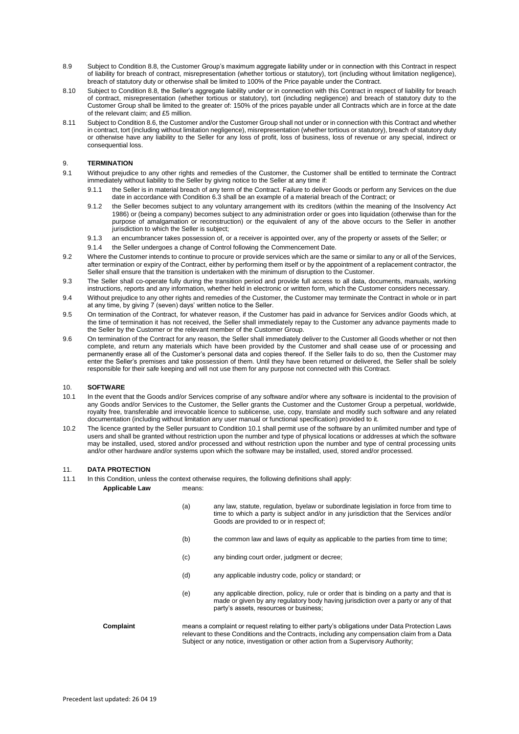8.9 Subject to Condition 8.8, the Customer Group's maximum aggregate liability under or in connection with this Contract in respect of liability for breach of contract, misrepresentation (whether tortious or statutory), tort (including without limitation negligence), breach of statutory duty or otherwise shall be limited to 100% of the Price payable under the Contract.

8.10 Subject to Condition 8.8, the Seller's aggregate liability under or in connection with this Contract in respect of liability for breach of contract, misrepresentation (whether tortious or statutory), tort (including negligence) and breach of statutory duty to the Customer Group shall be limited to the greater of: 150% of the prices payable under all Contracts which are in force at the date of the relevant claim; and £5 million.

8.11 Subject to Condition 8.6, the Customer and/or the Customer Group shall not under or in connection with this Contract and whether in contract, tort (including without limitation negligence), misrepresentation (whether tortious or statutory), breach of statutory duty or otherwise have any liability to the Seller for any loss of profit, loss of business, loss of revenue or any special, indirect or consequential loss.

## 9. TERMINATION

9.1 Without prejudice to any other rights and remedies of the Customer, the Customer shall be entitled to terminate the Contract immediately without liability to the Seller by giving notice to the Seller at any time if:

9.1.1 the Seller is in material breach of any term of the Contract. Failure to deliver Goods or perform any Services on the due date in accordance with Condition 6.3 shall be an example of a material breach of the Contract; or

9.1.2 the Seller becomes subject to any voluntary arrangement with its creditors (within the meaning of the Insolvency Act 1986) or (being a company) becomes subject to any administration order or goes into liquidation (otherwise than for the purpose of amalgamation or reconstruction) or the equivalent of any of the above occurs to the Seller in another jurisdiction to which the Seller is subject;

9.1.3 an encumbrancer takes possession of, or a receiver is appointed over, any of the property or assets of the Seller; or

9.1.4 the Seller undergoes a change of Control following the Commencement Date.

9.2 Where the Customer intends to continue to procure or provide services which are the same or similar to any or all of the Services, after termination or expiry of the Contract, either by performing them itself or by the appointment of a replacement contractor, the Seller shall ensure that the transition is undertaken with the minimum of disruption to the Customer.

9.3 The Seller shall co-operate fully during the transition period and provide full access to all data, documents, manuals, working instructions, reports and any information, whether held in electronic or written form, which the Customer considers necessary.

9.4 Without prejudice to any other rights and remedies of the Customer, the Customer may terminate the Contract in whole or in part at any time, by giving 7 (seven) days' written notice to the Seller.

9.5 On termination of the Contract, for whatever reason, if the Customer has paid in advance for Services and/or Goods which, at the time of termination it has not received, the Seller shall immediately repay to the Customer any advance payments made to the Seller by the Customer or the relevant member of the Customer Group.

9.6 On termination of the Contract for any reason, the Seller shall immediately deliver to the Customer all Goods whether or not then complete, and return any materials which have been provided by the Customer and shall cease use of or processing and permanently erase all of the Customer's personal data and copies thereof. If the Seller fails to do so, then the Customer may enter the Seller's premises and take possession of them. Until they have been returned or delivered, the Seller shall be solely responsible for their safe keeping and will not use them for any purpose not connected with this Contract.

## 10. SOFTWARE

10.1 In the event that the Goods and/or Services comprise of any software and/or where any software is incidental to the provision of any Goods and/or Services to the Customer, the Seller grants the Customer and the Customer Group a perpetual, worldwide, royalty free, transferable and irrevocable licence to sublicense, use, copy, translate and modify such software and any related documentation (including without limitation any user manual or functional specification) provided to it.

10.2 The licence granted by the Seller pursuant to Condition 10.1 shall permit use of the software by an unlimited number and type of users and shall be granted without restriction upon the number and type of physical locations or addresses at which the software may be installed, used, stored and/or processed and without restriction upon the number and type of central processing units and/or other hardware and/or systems upon which the software may be installed, used, stored and/or processed.

## 11. DATA PROTECTION

11.1 In this Condition, unless the context otherwise requires, the following definitions shall apply:

**Applicable Law** means:

(a) any law, statute, regulation, byelaw or subordinate legislation in force from time to time to which a party is subject and/or in any jurisdiction that the Services and/or Goods are provided to or in respect of;

(b) the common law and laws of equity as applicable to the parties from time to time;

(c) any binding court order, judgment or decree;

(d) any applicable industry code, policy or standard; or

(e) any applicable direction, policy, rule or order that is binding on a party and that is made or given by any regulatory body having jurisdiction over a party or any of that party's assets, resources or business;

**Complaint** means a complaint or request relating to either party's obligations under Data Protection Laws relevant to these Conditions and the Contracts, including any compensation claim from a Data Subject or any notice, investigation or other action from a Supervisory Authority;

Precedent last updated: 26 04 19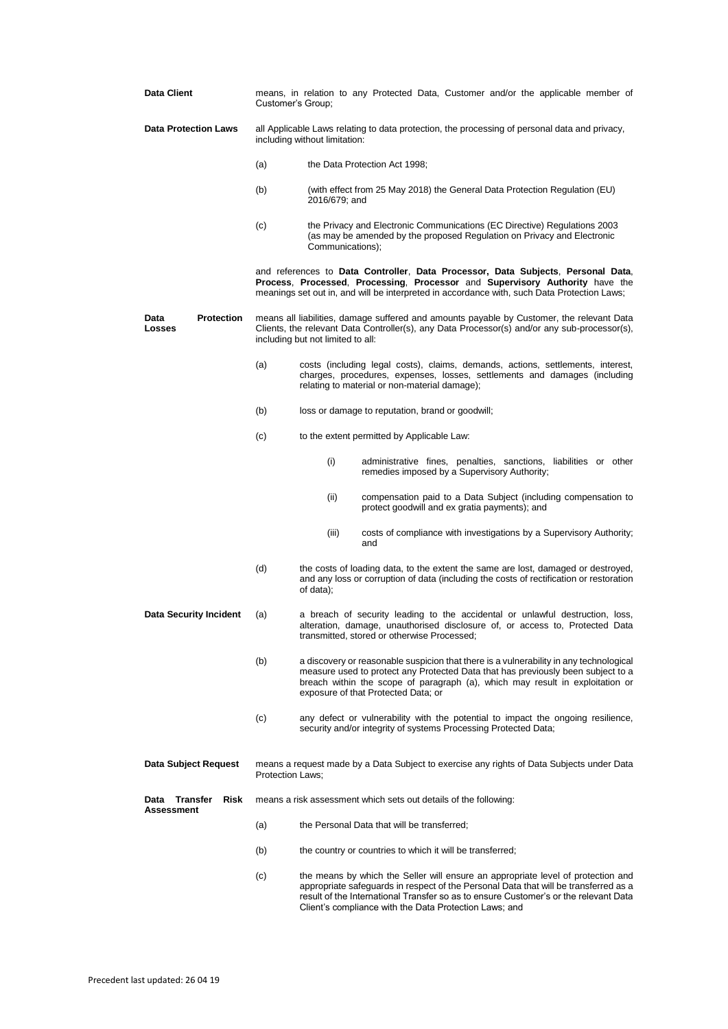**Data Client** means, in relation to any Protected Data, Customer and/or the applicable member of Customer's Group;

**Data Protection Laws** all Applicable Laws relating to data protection, the processing of personal data and privacy, including without limitation:

(a) the Data Protection Act 1998;

(b) (with effect from 25 May 2018) the General Data Protection Regulation (EU) 2016/679; and

(c) the Privacy and Electronic Communications (EC Directive) Regulations 2003 (as may be amended by the proposed Regulation on Privacy and Electronic Communications);

and references to **Data Controller**, **Data Processor, Data Subjects**, **Personal Data**, **Process**, **Processed**, **Processing**, **Processor** and **Supervisory Authority** have the meanings set out in, and will be interpreted in accordance with, such Data Protection Laws;

**Data Protection Losses** means all liabilities, damage suffered and amounts payable by Customer, the relevant Data Clients, the relevant Data Controller(s), any Data Processor(s) and/or any sub-processor(s), including but not limited to all:

(a) costs (including legal costs), claims, demands, actions, settlements, interest, charges, procedures, expenses, losses, settlements and damages (including relating to material or non-material damage);

(b) loss or damage to reputation, brand or goodwill;

(c) to the extent permitted by Applicable Law:

(i) administrative fines, penalties, sanctions, liabilities or other remedies imposed by a Supervisory Authority;

(ii) compensation paid to a Data Subject (including compensation to protect goodwill and ex gratia payments); and

(iii) costs of compliance with investigations by a Supervisory Authority; and

(d) the costs of loading data, to the extent the same are lost, damaged or destroyed, and any loss or corruption of data (including the costs of rectification or restoration of data);

**Data Security Incident** (a) a breach of security leading to the accidental or unlawful destruction, loss, alteration, damage, unauthorised disclosure of, or access to, Protected Data transmitted, stored or otherwise Processed;

(b) a discovery or reasonable suspicion that there is a vulnerability in any technological measure used to protect any Protected Data that has previously been subject to a breach within the scope of paragraph (a), which may result in exploitation or exposure of that Protected Data; or

(c) any defect or vulnerability with the potential to impact the ongoing resilience, security and/or integrity of systems Processing Protected Data;

**Data Subject Request** means a request made by a Data Subject to exercise any rights of Data Subjects under Data Protection Laws;

**Data Transfer Risk Assessment** means a risk assessment which sets out details of the following:

(a) the Personal Data that will be transferred;

(b) the country or countries to which it will be transferred;

(c) the means by which the Seller will ensure an appropriate level of protection and appropriate safeguards in respect of the Personal Data that will be transferred as a result of the International Transfer so as to ensure Customer's or the relevant Data Client's compliance with the Data Protection Laws; and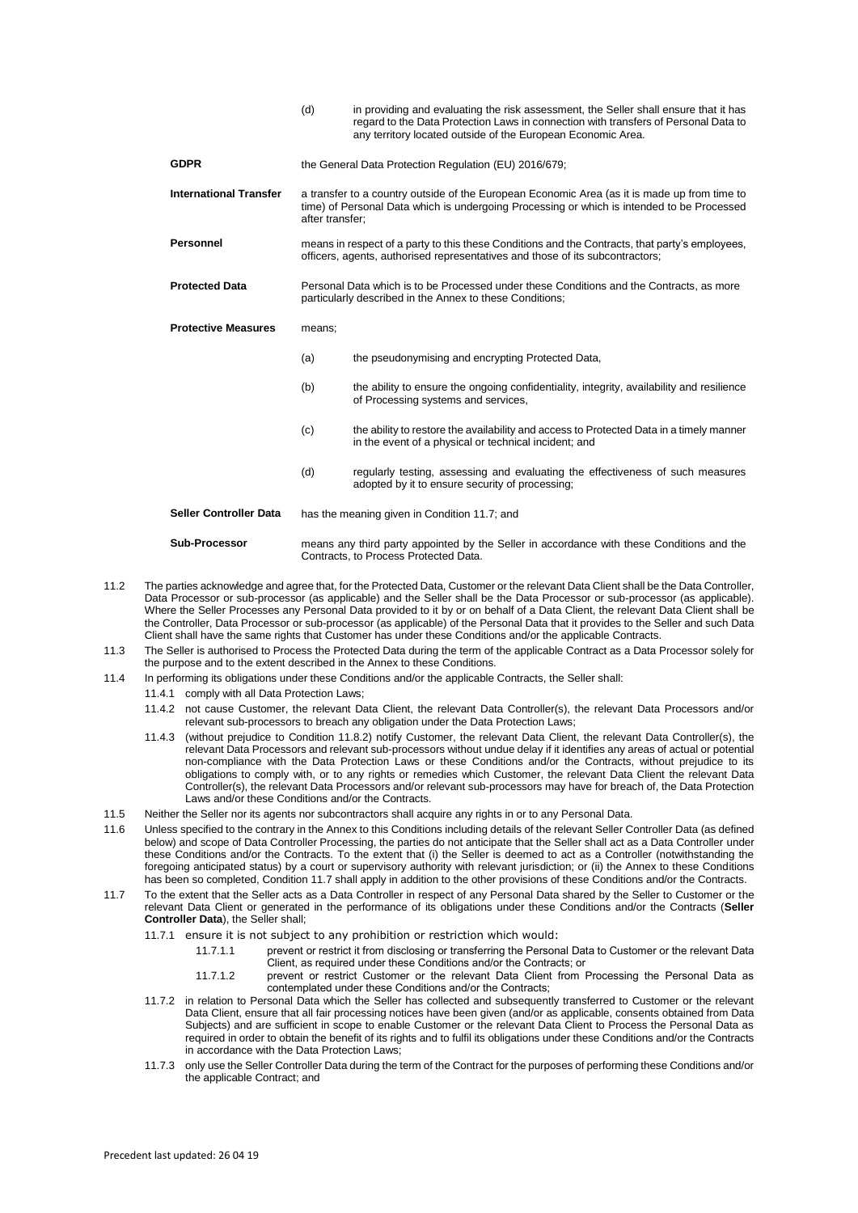| | | |
|---|---|---|
| | (d) | in providing and evaluating the risk assessment, the Seller shall ensure that it has regard to the Data Protection Laws in connection with transfers of Personal Data to any territory located outside of the European Economic Area. |
| **GDPR** | the General Data Protection Regulation (EU) 2016/679; | |
| **International Transfer** | a transfer to a country outside of the European Economic Area (as it is made up from time to time) of Personal Data which is undergoing Processing or which is intended to be Processed after transfer; | |
| **Personnel** | means in respect of a party to this these Conditions and the Contracts, that party's employees, officers, agents, authorised representatives and those of its subcontractors; | |
| **Protected Data** | Personal Data which is to be Processed under these Conditions and the Contracts, as more particularly described in the Annex to these Conditions; | |
| **Protective Measures** | means; | |
| | (a) | the pseudonymising and encrypting Protected Data, |
| | (b) | the ability to ensure the ongoing confidentiality, integrity, availability and resilience of Processing systems and services, |
| | (c) | the ability to restore the availability and access to Protected Data in a timely manner in the event of a physical or technical incident; and |
| | (d) | regularly testing, assessing and evaluating the effectiveness of such measures adopted by it to ensure security of processing; |
| **Seller Controller Data** | has the meaning given in Condition 11.7; and | |
| **Sub-Processor** | means any third party appointed by the Seller in accordance with these Conditions and the Contracts, to Process Protected Data. | |

11.2 The parties acknowledge and agree that, for the Protected Data, Customer or the relevant Data Client shall be the Data Controller, Data Processor or sub-processor (as applicable) and the Seller shall be the Data Processor or sub-processor (as applicable). Where the Seller Processes any Personal Data provided to it by or on behalf of a Data Client, the relevant Data Client shall be the Controller, Data Processor or sub-processor (as applicable) of the Personal Data that it provides to the Seller and such Data Client shall have the same rights that Customer has under these Conditions and/or the applicable Contracts.

11.3 The Seller is authorised to Process the Protected Data during the term of the applicable Contract as a Data Processor solely for the purpose and to the extent described in the Annex to these Conditions.

11.4 In performing its obligations under these Conditions and/or the applicable Contracts, the Seller shall:

11.4.1 comply with all Data Protection Laws;

11.4.2 not cause Customer, the relevant Data Client, the relevant Data Controller(s), the relevant Data Processors and/or relevant sub-processors to breach any obligation under the Data Protection Laws;

11.4.3 (without prejudice to Condition 11.8.2) notify Customer, the relevant Data Client, the relevant Data Controller(s), the relevant Data Processors and relevant sub-processors without undue delay if it identifies any areas of actual or potential non-compliance with the Data Protection Laws or these Conditions and/or the Contracts, without prejudice to its obligations to comply with, or to any rights or remedies which Customer, the relevant Data Client the relevant Data Controller(s), the relevant Data Processors and/or relevant sub-processors may have for breach of, the Data Protection Laws and/or these Conditions and/or the Contracts.

11.5 Neither the Seller nor its agents nor subcontractors shall acquire any rights in or to any Personal Data.

11.6 Unless specified to the contrary in the Annex to this Conditions including details of the relevant Seller Controller Data (as defined below) and scope of Data Controller Processing, the parties do not anticipate that the Seller shall act as a Data Controller under these Conditions and/or the Contracts. To the extent that (i) the Seller is deemed to act as a Controller (notwithstanding the foregoing anticipated status) by a court or supervisory authority with relevant jurisdiction; or (ii) the Annex to these Conditions has been so completed, Condition 11.7 shall apply in addition to the other provisions of these Conditions and/or the Contracts.

11.7 To the extent that the Seller acts as a Data Controller in respect of any Personal Data shared by the Seller to Customer or the relevant Data Client or generated in the performance of its obligations under these Conditions and/or the Contracts (**Seller Controller Data**), the Seller shall;

11.7.1 ensure it is not subject to any prohibition or restriction which would:

11.7.1.1 prevent or restrict it from disclosing or transferring the Personal Data to Customer or the relevant Data Client, as required under these Conditions and/or the Contracts; or

11.7.1.2 prevent or restrict Customer or the relevant Data Client from Processing the Personal Data as contemplated under these Conditions and/or the Contracts;

11.7.2 in relation to Personal Data which the Seller has collected and subsequently transferred to Customer or the relevant Data Client, ensure that all fair processing notices have been given (and/or as applicable, consents obtained from Data Subjects) and are sufficient in scope to enable Customer or the relevant Data Client to Process the Personal Data as required in order to obtain the benefit of its rights and to fulfil its obligations under these Conditions and/or the Contracts in accordance with the Data Protection Laws;

11.7.3 only use the Seller Controller Data during the term of the Contract for the purposes of performing these Conditions and/or the applicable Contract; and

Precedent last updated: 26 04 19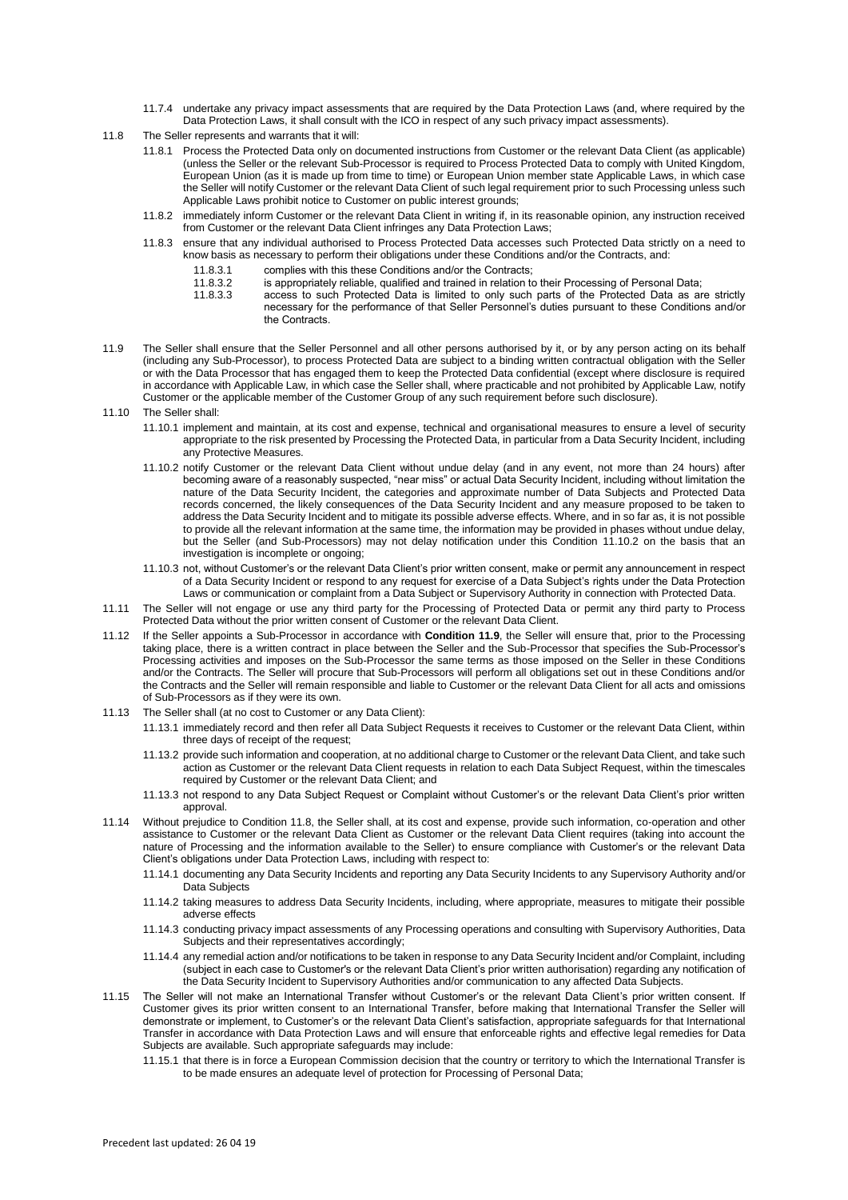11.7.4 undertake any privacy impact assessments that are required by the Data Protection Laws (and, where required by the Data Protection Laws, it shall consult with the ICO in respect of any such privacy impact assessments).

11.8 The Seller represents and warrants that it will:

11.8.1 Process the Protected Data only on documented instructions from Customer or the relevant Data Client (as applicable) (unless the Seller or the relevant Sub-Processor is required to Process Protected Data to comply with United Kingdom, European Union (as it is made up from time to time) or European Union member state Applicable Laws, in which case the Seller will notify Customer or the relevant Data Client of such legal requirement prior to such Processing unless such Applicable Laws prohibit notice to Customer on public interest grounds;

11.8.2 immediately inform Customer or the relevant Data Client in writing if, in its reasonable opinion, any instruction received from Customer or the relevant Data Client infringes any Data Protection Laws;

11.8.3 ensure that any individual authorised to Process Protected Data accesses such Protected Data strictly on a need to know basis as necessary to perform their obligations under these Conditions and/or the Contracts, and:

11.8.3.1 complies with this these Conditions and/or the Contracts;

11.8.3.2 is appropriately reliable, qualified and trained in relation to their Processing of Personal Data;

11.8.3.3 access to such Protected Data is limited to only such parts of the Protected Data as are strictly necessary for the performance of that Seller Personnel's duties pursuant to these Conditions and/or the Contracts.

11.9 The Seller shall ensure that the Seller Personnel and all other persons authorised by it, or by any person acting on its behalf (including any Sub-Processor), to process Protected Data are subject to a binding written contractual obligation with the Seller or with the Data Processor that has engaged them to keep the Protected Data confidential (except where disclosure is required in accordance with Applicable Law, in which case the Seller shall, where practicable and not prohibited by Applicable Law, notify Customer or the applicable member of the Customer Group of any such requirement before such disclosure).

11.10 The Seller shall:

11.10.1 implement and maintain, at its cost and expense, technical and organisational measures to ensure a level of security appropriate to the risk presented by Processing the Protected Data, in particular from a Data Security Incident, including any Protective Measures.

11.10.2 notify Customer or the relevant Data Client without undue delay (and in any event, not more than 24 hours) after becoming aware of a reasonably suspected, "near miss" or actual Data Security Incident, including without limitation the nature of the Data Security Incident, the categories and approximate number of Data Subjects and Protected Data records concerned, the likely consequences of the Data Security Incident and any measure proposed to be taken to address the Data Security Incident and to mitigate its possible adverse effects. Where, and in so far as, it is not possible to provide all the relevant information at the same time, the information may be provided in phases without undue delay, but the Seller (and Sub-Processors) may not delay notification under this Condition 11.10.2 on the basis that an investigation is incomplete or ongoing;

11.10.3 not, without Customer's or the relevant Data Client's prior written consent, make or permit any announcement in respect of a Data Security Incident or respond to any request for exercise of a Data Subject's rights under the Data Protection Laws or communication or complaint from a Data Subject or Supervisory Authority in connection with Protected Data.

11.11 The Seller will not engage or use any third party for the Processing of Protected Data or permit any third party to Process Protected Data without the prior written consent of Customer or the relevant Data Client.

11.12 If the Seller appoints a Sub-Processor in accordance with **Condition 11.9**, the Seller will ensure that, prior to the Processing taking place, there is a written contract in place between the Seller and the Sub-Processor that specifies the Sub-Processor's Processing activities and imposes on the Sub-Processor the same terms as those imposed on the Seller in these Conditions and/or the Contracts. The Seller will procure that Sub-Processors will perform all obligations set out in these Conditions and/or the Contracts and the Seller will remain responsible and liable to Customer or the relevant Data Client for all acts and omissions of Sub-Processors as if they were its own.

11.13 The Seller shall (at no cost to Customer or any Data Client):

11.13.1 immediately record and then refer all Data Subject Requests it receives to Customer or the relevant Data Client, within three days of receipt of the request;

11.13.2 provide such information and cooperation, at no additional charge to Customer or the relevant Data Client, and take such action as Customer or the relevant Data Client requests in relation to each Data Subject Request, within the timescales required by Customer or the relevant Data Client; and

11.13.3 not respond to any Data Subject Request or Complaint without Customer's or the relevant Data Client's prior written approval.

11.14 Without prejudice to Condition 11.8, the Seller shall, at its cost and expense, provide such information, co-operation and other assistance to Customer or the relevant Data Client as Customer or the relevant Data Client requires (taking into account the nature of Processing and the information available to the Seller) to ensure compliance with Customer's or the relevant Data Client's obligations under Data Protection Laws, including with respect to:

11.14.1 documenting any Data Security Incidents and reporting any Data Security Incidents to any Supervisory Authority and/or Data Subjects

11.14.2 taking measures to address Data Security Incidents, including, where appropriate, measures to mitigate their possible adverse effects

11.14.3 conducting privacy impact assessments of any Processing operations and consulting with Supervisory Authorities, Data Subjects and their representatives accordingly;

11.14.4 any remedial action and/or notifications to be taken in response to any Data Security Incident and/or Complaint, including (subject in each case to Customer's or the relevant Data Client's prior written authorisation) regarding any notification of the Data Security Incident to Supervisory Authorities and/or communication to any affected Data Subjects.

11.15 The Seller will not make an International Transfer without Customer's or the relevant Data Client's prior written consent. If Customer gives its prior written consent to an International Transfer, before making that International Transfer the Seller will demonstrate or implement, to Customer's or the relevant Data Client's satisfaction, appropriate safeguards for that International Transfer in accordance with Data Protection Laws and will ensure that enforceable rights and effective legal remedies for Data Subjects are available. Such appropriate safeguards may include:

11.15.1 that there is in force a European Commission decision that the country or territory to which the International Transfer is to be made ensures an adequate level of protection for Processing of Personal Data;

Precedent last updated: 26 04 19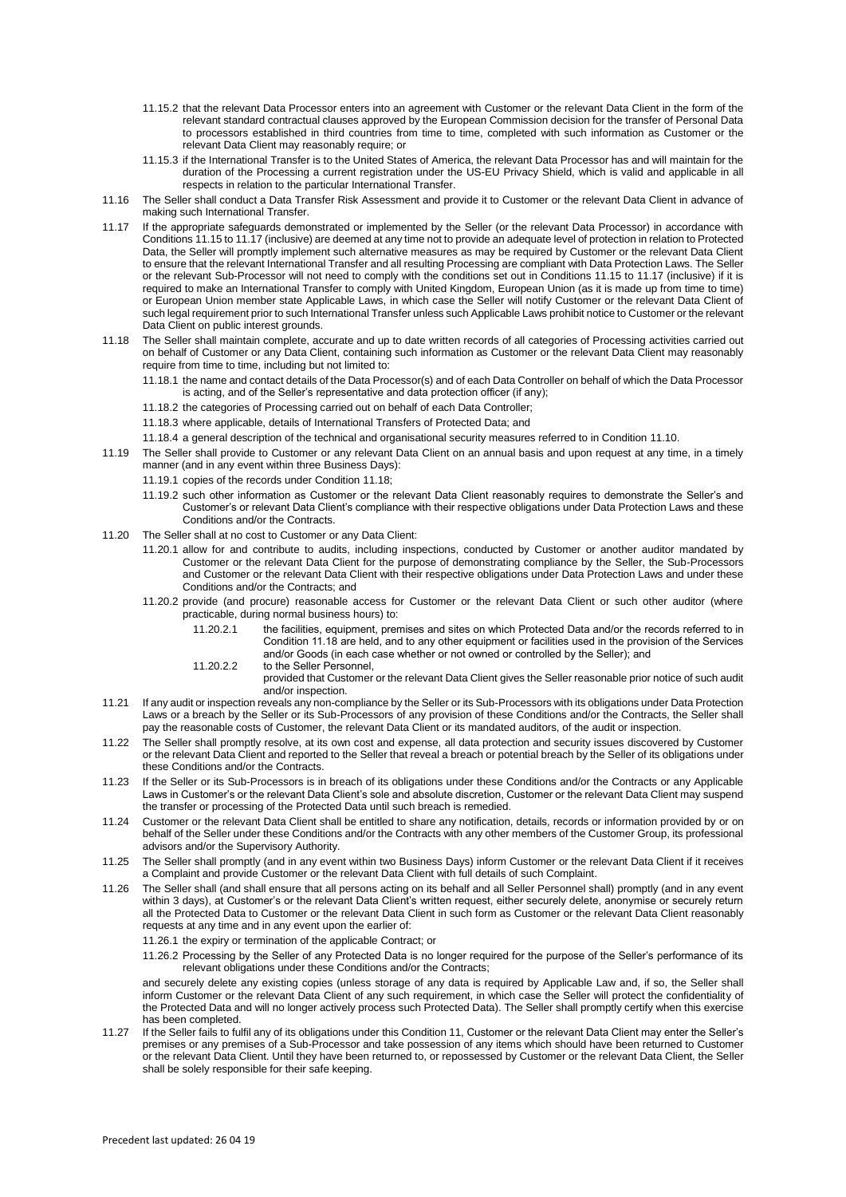11.15.2 that the relevant Data Processor enters into an agreement with Customer or the relevant Data Client in the form of the relevant standard contractual clauses approved by the European Commission decision for the transfer of Personal Data to processors established in third countries from time to time, completed with such information as Customer or the relevant Data Client may reasonably require; or

11.15.3 if the International Transfer is to the United States of America, the relevant Data Processor has and will maintain for the duration of the Processing a current registration under the US-EU Privacy Shield, which is valid and applicable in all respects in relation to the particular International Transfer.

11.16 The Seller shall conduct a Data Transfer Risk Assessment and provide it to Customer or the relevant Data Client in advance of making such International Transfer.

11.17 If the appropriate safeguards demonstrated or implemented by the Seller (or the relevant Data Processor) in accordance with Conditions 11.15 to 11.17 (inclusive) are deemed at any time not to provide an adequate level of protection in relation to Protected Data, the Seller will promptly implement such alternative measures as may be required by Customer or the relevant Data Client to ensure that the relevant International Transfer and all resulting Processing are compliant with Data Protection Laws. The Seller or the relevant Sub-Processor will not need to comply with the conditions set out in Conditions 11.15 to 11.17 (inclusive) if it is required to make an International Transfer to comply with United Kingdom, European Union (as it is made up from time to time) or European Union member state Applicable Laws, in which case the Seller will notify Customer or the relevant Data Client of such legal requirement prior to such International Transfer unless such Applicable Laws prohibit notice to Customer or the relevant Data Client on public interest grounds.

11.18 The Seller shall maintain complete, accurate and up to date written records of all categories of Processing activities carried out on behalf of Customer or any Data Client, containing such information as Customer or the relevant Data Client may reasonably require from time to time, including but not limited to:

11.18.1 the name and contact details of the Data Processor(s) and of each Data Controller on behalf of which the Data Processor is acting, and of the Seller's representative and data protection officer (if any);

11.18.2 the categories of Processing carried out on behalf of each Data Controller;

11.18.3 where applicable, details of International Transfers of Protected Data; and

11.18.4 a general description of the technical and organisational security measures referred to in Condition 11.10.

11.19 The Seller shall provide to Customer or any relevant Data Client on an annual basis and upon request at any time, in a timely manner (and in any event within three Business Days):

11.19.1 copies of the records under Condition 11.18;

11.19.2 such other information as Customer or the relevant Data Client reasonably requires to demonstrate the Seller's and Customer's or relevant Data Client's compliance with their respective obligations under Data Protection Laws and these Conditions and/or the Contracts.

11.20 The Seller shall at no cost to Customer or any Data Client:

11.20.1 allow for and contribute to audits, including inspections, conducted by Customer or another auditor mandated by Customer or the relevant Data Client for the purpose of demonstrating compliance by the Seller, the Sub-Processors and Customer or the relevant Data Client with their respective obligations under Data Protection Laws and under these Conditions and/or the Contracts; and

11.20.2 provide (and procure) reasonable access for Customer or the relevant Data Client or such other auditor (where practicable, during normal business hours) to:

11.20.2.1 the facilities, equipment, premises and sites on which Protected Data and/or the records referred to in Condition 11.18 are held, and to any other equipment or facilities used in the provision of the Services and/or Goods (in each case whether or not owned or controlled by the Seller); and

11.20.2.2 to the Seller Personnel,

provided that Customer or the relevant Data Client gives the Seller reasonable prior notice of such audit and/or inspection.

11.21 If any audit or inspection reveals any non-compliance by the Seller or its Sub-Processors with its obligations under Data Protection Laws or a breach by the Seller or its Sub-Processors of any provision of these Conditions and/or the Contracts, the Seller shall pay the reasonable costs of Customer, the relevant Data Client or its mandated auditors, of the audit or inspection.

11.22 The Seller shall promptly resolve, at its own cost and expense, all data protection and security issues discovered by Customer or the relevant Data Client and reported to the Seller that reveal a breach or potential breach by the Seller of its obligations under these Conditions and/or the Contracts.

11.23 If the Seller or its Sub-Processors is in breach of its obligations under these Conditions and/or the Contracts or any Applicable Laws in Customer's or the relevant Data Client's sole and absolute discretion, Customer or the relevant Data Client may suspend the transfer or processing of the Protected Data until such breach is remedied.

11.24 Customer or the relevant Data Client shall be entitled to share any notification, details, records or information provided by or on behalf of the Seller under these Conditions and/or the Contracts with any other members of the Customer Group, its professional advisors and/or the Supervisory Authority.

11.25 The Seller shall promptly (and in any event within two Business Days) inform Customer or the relevant Data Client if it receives a Complaint and provide Customer or the relevant Data Client with full details of such Complaint.

11.26 The Seller shall (and shall ensure that all persons acting on its behalf and all Seller Personnel shall) promptly (and in any event within 3 days), at Customer's or the relevant Data Client's written request, either securely delete, anonymise or securely return all the Protected Data to Customer or the relevant Data Client in such form as Customer or the relevant Data Client reasonably requests at any time and in any event upon the earlier of:

11.26.1 the expiry or termination of the applicable Contract; or

11.26.2 Processing by the Seller of any Protected Data is no longer required for the purpose of the Seller's performance of its relevant obligations under these Conditions and/or the Contracts;

and securely delete any existing copies (unless storage of any data is required by Applicable Law and, if so, the Seller shall inform Customer or the relevant Data Client of any such requirement, in which case the Seller will protect the confidentiality of the Protected Data and will no longer actively process such Protected Data). The Seller shall promptly certify when this exercise has been completed.

11.27 If the Seller fails to fulfil any of its obligations under this Condition 11, Customer or the relevant Data Client may enter the Seller's premises or any premises of a Sub-Processor and take possession of any items which should have been returned to Customer or the relevant Data Client. Until they have been returned to, or repossessed by Customer or the relevant Data Client, the Seller shall be solely responsible for their safe keeping.

Precedent last updated: 26 04 19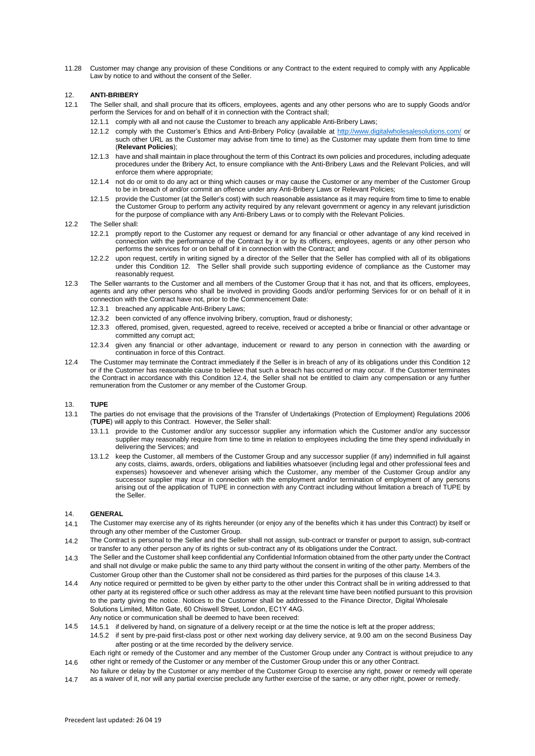11.28 Customer may change any provision of these Conditions or any Contract to the extent required to comply with any Applicable Law by notice to and without the consent of the Seller.

## 12. ANTI-BRIBERY

12.1 The Seller shall, and shall procure that its officers, employees, agents and any other persons who are to supply Goods and/or perform the Services for and on behalf of it in connection with the Contract shall;

12.1.1 comply with all and not cause the Customer to breach any applicable Anti-Bribery Laws;

12.1.2 comply with the Customer's Ethics and Anti-Bribery Policy (available at http://www.digitalwholesalesolutions.com/ or such other URL as the Customer may advise from time to time) as the Customer may update them from time to time (**Relevant Policies**);

12.1.3 have and shall maintain in place throughout the term of this Contract its own policies and procedures, including adequate procedures under the Bribery Act, to ensure compliance with the Anti-Bribery Laws and the Relevant Policies, and will enforce them where appropriate;

12.1.4 not do or omit to do any act or thing which causes or may cause the Customer or any member of the Customer Group to be in breach of and/or commit an offence under any Anti-Bribery Laws or Relevant Policies;

12.1.5 provide the Customer (at the Seller's cost) with such reasonable assistance as it may require from time to time to enable the Customer Group to perform any activity required by any relevant government or agency in any relevant jurisdiction for the purpose of compliance with any Anti-Bribery Laws or to comply with the Relevant Policies.

12.2 The Seller shall:

12.2.1 promptly report to the Customer any request or demand for any financial or other advantage of any kind received in connection with the performance of the Contract by it or by its officers, employees, agents or any other person who performs the services for or on behalf of it in connection with the Contract; and

12.2.2 upon request, certify in writing signed by a director of the Seller that the Seller has complied with all of its obligations under this Condition 12. The Seller shall provide such supporting evidence of compliance as the Customer may reasonably request.

12.3 The Seller warrants to the Customer and all members of the Customer Group that it has not, and that its officers, employees, agents and any other persons who shall be involved in providing Goods and/or performing Services for or on behalf of it in connection with the Contract have not, prior to the Commencement Date:

12.3.1 breached any applicable Anti-Bribery Laws;

12.3.2 been convicted of any offence involving bribery, corruption, fraud or dishonesty;

12.3.3 offered, promised, given, requested, agreed to receive, received or accepted a bribe or financial or other advantage or committed any corrupt act;

12.3.4 given any financial or other advantage, inducement or reward to any person in connection with the awarding or continuation in force of this Contract.

12.4 The Customer may terminate the Contract immediately if the Seller is in breach of any of its obligations under this Condition 12 or if the Customer has reasonable cause to believe that such a breach has occurred or may occur. If the Customer terminates the Contract in accordance with this Condition 12.4, the Seller shall not be entitled to claim any compensation or any further remuneration from the Customer or any member of the Customer Group.

## 13. TUPE

13.1 The parties do not envisage that the provisions of the Transfer of Undertakings (Protection of Employment) Regulations 2006 (**TUPE**) will apply to this Contract. However, the Seller shall:

13.1.1 provide to the Customer and/or any successor supplier any information which the Customer and/or any successor supplier may reasonably require from time to time in relation to employees including the time they spend individually in delivering the Services; and

13.1.2 keep the Customer, all members of the Customer Group and any successor supplier (if any) indemnified in full against any costs, claims, awards, orders, obligations and liabilities whatsoever (including legal and other professional fees and expenses) howsoever and whenever arising which the Customer, any member of the Customer Group and/or any successor supplier may incur in connection with the employment and/or termination of employment of any persons arising out of the application of TUPE in connection with any Contract including without limitation a breach of TUPE by the Seller.

## 14. GENERAL

14.1 The Customer may exercise any of its rights hereunder (or enjoy any of the benefits which it has under this Contract) by itself or through any other member of the Customer Group.

14.2 The Contract is personal to the Seller and the Seller shall not assign, sub-contract or transfer or purport to assign, sub-contract or transfer to any other person any of its rights or sub-contract any of its obligations under the Contract.

14.3 The Seller and the Customer shall keep confidential any Confidential Information obtained from the other party under the Contract and shall not divulge or make public the same to any third party without the consent in writing of the other party. Members of the Customer Group other than the Customer shall not be considered as third parties for the purposes of this clause 14.3.

14.4 Any notice required or permitted to be given by either party to the other under this Contract shall be in writing addressed to that other party at its registered office or such other address as may at the relevant time have been notified pursuant to this provision to the party giving the notice. Notices to the Customer shall be addressed to the Finance Director, Digital Wholesale Solutions Limited, Milton Gate, 60 Chiswell Street, London, EC1Y 4AG.

14.5 Any notice or communication shall be deemed to have been received:

14.5.1 if delivered by hand, on signature of a delivery receipt or at the time the notice is left at the proper address;

14.5.2 if sent by pre-paid first-class post or other next working day delivery service, at 9.00 am on the second Business Day after posting or at the time recorded by the delivery service.

14.6 Each right or remedy of the Customer and any member of the Customer Group under any Contract is without prejudice to any other right or remedy of the Customer or any member of the Customer Group under this or any other Contract.

14.7 No failure or delay by the Customer or any member of the Customer Group to exercise any right, power or remedy will operate as a waiver of it, nor will any partial exercise preclude any further exercise of the same, or any other right, power or remedy.

Precedent last updated: 26 04 19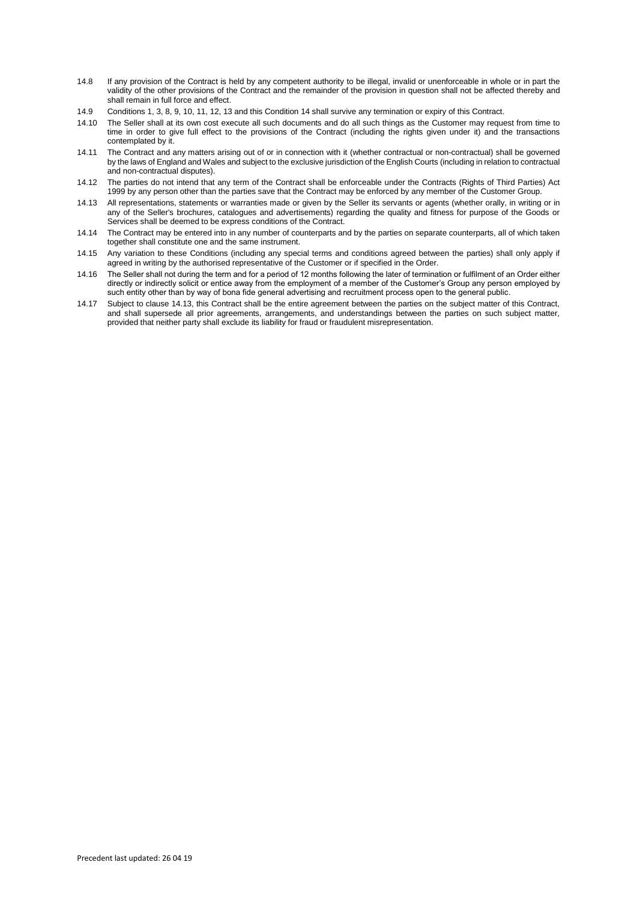14.8 If any provision of the Contract is held by any competent authority to be illegal, invalid or unenforceable in whole or in part the validity of the other provisions of the Contract and the remainder of the provision in question shall not be affected thereby and shall remain in full force and effect.

14.9 Conditions 1, 3, 8, 9, 10, 11, 12, 13 and this Condition 14 shall survive any termination or expiry of this Contract.

14.10 The Seller shall at its own cost execute all such documents and do all such things as the Customer may request from time to time in order to give full effect to the provisions of the Contract (including the rights given under it) and the transactions contemplated by it.

14.11 The Contract and any matters arising out of or in connection with it (whether contractual or non-contractual) shall be governed by the laws of England and Wales and subject to the exclusive jurisdiction of the English Courts (including in relation to contractual and non-contractual disputes).

14.12 The parties do not intend that any term of the Contract shall be enforceable under the Contracts (Rights of Third Parties) Act 1999 by any person other than the parties save that the Contract may be enforced by any member of the Customer Group.

14.13 All representations, statements or warranties made or given by the Seller its servants or agents (whether orally, in writing or in any of the Seller's brochures, catalogues and advertisements) regarding the quality and fitness for purpose of the Goods or Services shall be deemed to be express conditions of the Contract.

14.14 The Contract may be entered into in any number of counterparts and by the parties on separate counterparts, all of which taken together shall constitute one and the same instrument.

14.15 Any variation to these Conditions (including any special terms and conditions agreed between the parties) shall only apply if agreed in writing by the authorised representative of the Customer or if specified in the Order.

14.16 The Seller shall not during the term and for a period of 12 months following the later of termination or fulfilment of an Order either directly or indirectly solicit or entice away from the employment of a member of the Customer's Group any person employed by such entity other than by way of bona fide general advertising and recruitment process open to the general public.

14.17 Subject to clause 14.13, this Contract shall be the entire agreement between the parties on the subject matter of this Contract, and shall supersede all prior agreements, arrangements, and understandings between the parties on such subject matter, provided that neither party shall exclude its liability for fraud or fraudulent misrepresentation.

Precedent last updated: 26 04 19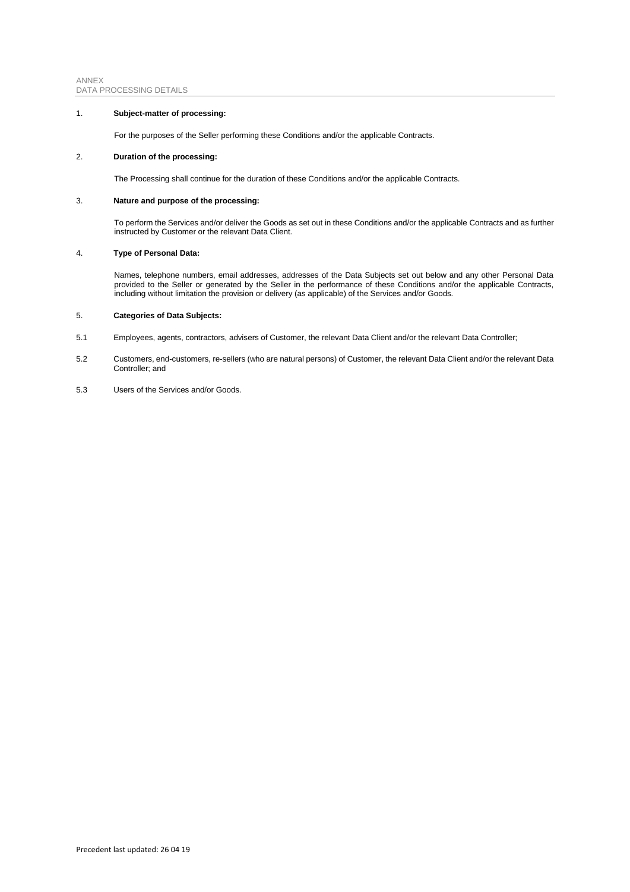ANNEX
DATA PROCESSING DETAILS

1. **Subject-matter of processing:**

For the purposes of the Seller performing these Conditions and/or the applicable Contracts.

2. **Duration of the processing:**

The Processing shall continue for the duration of these Conditions and/or the applicable Contracts.

3. **Nature and purpose of the processing:**

To perform the Services and/or deliver the Goods as set out in these Conditions and/or the applicable Contracts and as further instructed by Customer or the relevant Data Client.

4. **Type of Personal Data:**

Names, telephone numbers, email addresses, addresses of the Data Subjects set out below and any other Personal Data provided to the Seller or generated by the Seller in the performance of these Conditions and/or the applicable Contracts, including without limitation the provision or delivery (as applicable) of the Services and/or Goods.

5. **Categories of Data Subjects:**

5.1 Employees, agents, contractors, advisers of Customer, the relevant Data Client and/or the relevant Data Controller;

5.2 Customers, end-customers, re-sellers (who are natural persons) of Customer, the relevant Data Client and/or the relevant Data Controller; and

5.3 Users of the Services and/or Goods.

Precedent last updated: 26 04 19